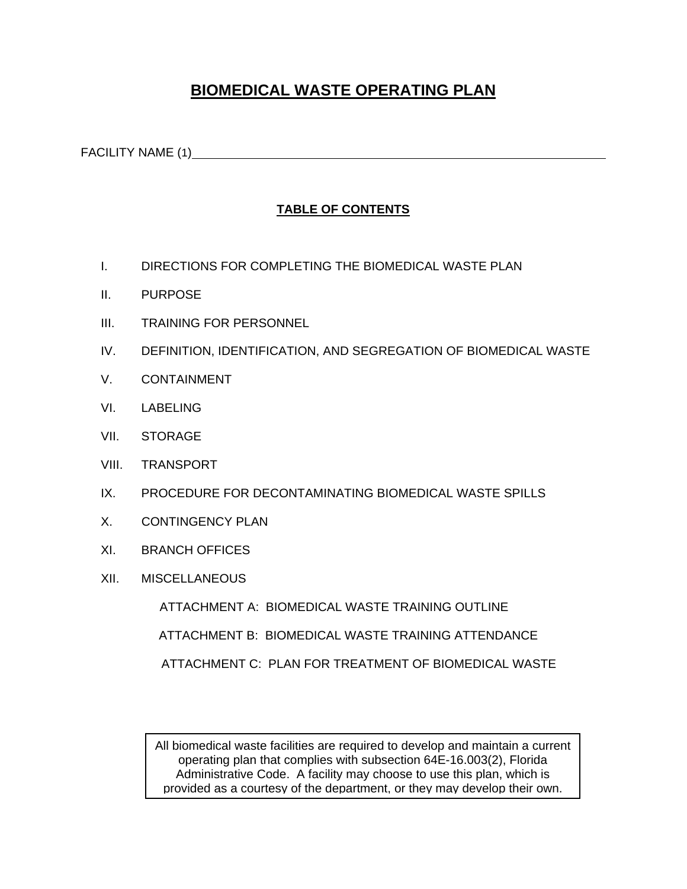# BIOMEDICAL WASTE OPERATING PLAN

FACILITY NAME (1)\_\_\_\_\_\_\_\_\_\_\_\_\_\_\_\_\_\_\_\_\_\_\_\_\_\_\_\_\_\_\_\_\_\_\_\_\_\_\_\_\_\_\_\_\_\_\_\_\_\_\_\_\_\_\_\_

## TABLE OF CONTENTS

- I. DIRECTIONS FOR COMPLETING THE BIOMEDICAL WASTE PLAN
- II. PURPOSE
- III. TRAINING FOR PERSONNEL
- IV. DEFINITION, IDENTIFICATION, AND SEGREGATION OF BIOMEDICAL WASTE
- V. CONTAINMENT
- VI. LABELING
- VII. STORAGE
- VIII. TRANSPORT
- IX. PROCEDURE FOR DECONTAMINATING BIOMEDICAL WASTE SPILLS
- X. CONTINGENCY PLAN
- XI. BRANCH OFFICES
- XII. MISCELLANEOUS
  - ATTACHMENT A: BIOMEDICAL WASTE TRAINING OUTLINE
  - ATTACHMENT B: BIOMEDICAL WASTE TRAINING ATTENDANCE
  - ATTACHMENT C: PLAN FOR TREATMENT OF BIOMEDICAL WASTE

All biomedical waste facilities are required to develop and maintain a current operating plan that complies with subsection 64E-16.003(2), Florida Administrative Code. A facility may choose to use this plan, which is provided as a courtesy of the department, or they may develop their own.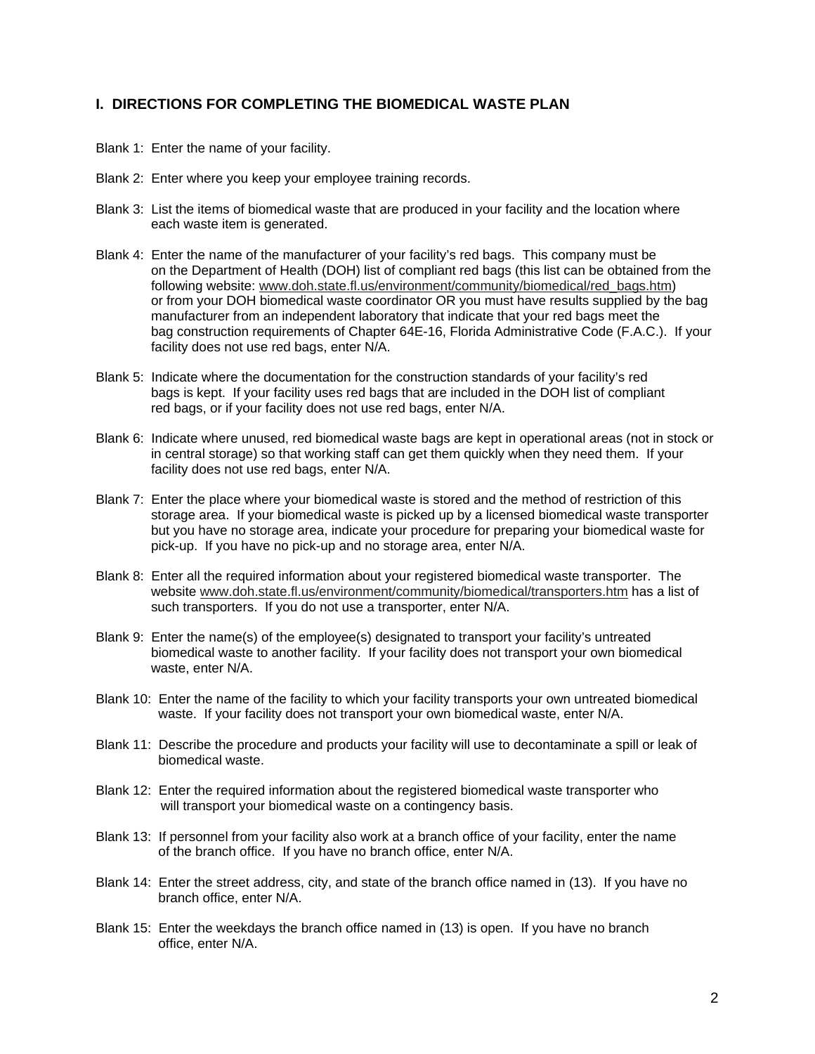## I. DIRECTIONS FOR COMPLETING THE BIOMEDICAL WASTE PLAN

Blank 1: Enter the name of your facility.

Blank 2: Enter where you keep your employee training records.

Blank 3: List the items of biomedical waste that are produced in your facility and the location where each waste item is generated.

Blank 4: Enter the name of the manufacturer of your facility's red bags. This company must be on the Department of Health (DOH) list of compliant red bags (this list can be obtained from the following website: www.doh.state.fl.us/environment/community/biomedical/red_bags.htm) or from your DOH biomedical waste coordinator OR you must have results supplied by the bag manufacturer from an independent laboratory that indicate that your red bags meet the bag construction requirements of Chapter 64E-16, Florida Administrative Code (F.A.C.). If your facility does not use red bags, enter N/A.

Blank 5: Indicate where the documentation for the construction standards of your facility's red bags is kept. If your facility uses red bags that are included in the DOH list of compliant red bags, or if your facility does not use red bags, enter N/A.

Blank 6: Indicate where unused, red biomedical waste bags are kept in operational areas (not in stock or in central storage) so that working staff can get them quickly when they need them. If your facility does not use red bags, enter N/A.

Blank 7: Enter the place where your biomedical waste is stored and the method of restriction of this storage area. If your biomedical waste is picked up by a licensed biomedical waste transporter but you have no storage area, indicate your procedure for preparing your biomedical waste for pick-up. If you have no pick-up and no storage area, enter N/A.

Blank 8: Enter all the required information about your registered biomedical waste transporter. The website www.doh.state.fl.us/environment/community/biomedical/transporters.htm has a list of such transporters. If you do not use a transporter, enter N/A.

Blank 9: Enter the name(s) of the employee(s) designated to transport your facility's untreated biomedical waste to another facility. If your facility does not transport your own biomedical waste, enter N/A.

Blank 10: Enter the name of the facility to which your facility transports your own untreated biomedical waste. If your facility does not transport your own biomedical waste, enter N/A.

Blank 11: Describe the procedure and products your facility will use to decontaminate a spill or leak of biomedical waste.

Blank 12: Enter the required information about the registered biomedical waste transporter who will transport your biomedical waste on a contingency basis.

Blank 13: If personnel from your facility also work at a branch office of your facility, enter the name of the branch office. If you have no branch office, enter N/A.

Blank 14: Enter the street address, city, and state of the branch office named in (13). If you have no branch office, enter N/A.

Blank 15: Enter the weekdays the branch office named in (13) is open. If you have no branch office, enter N/A.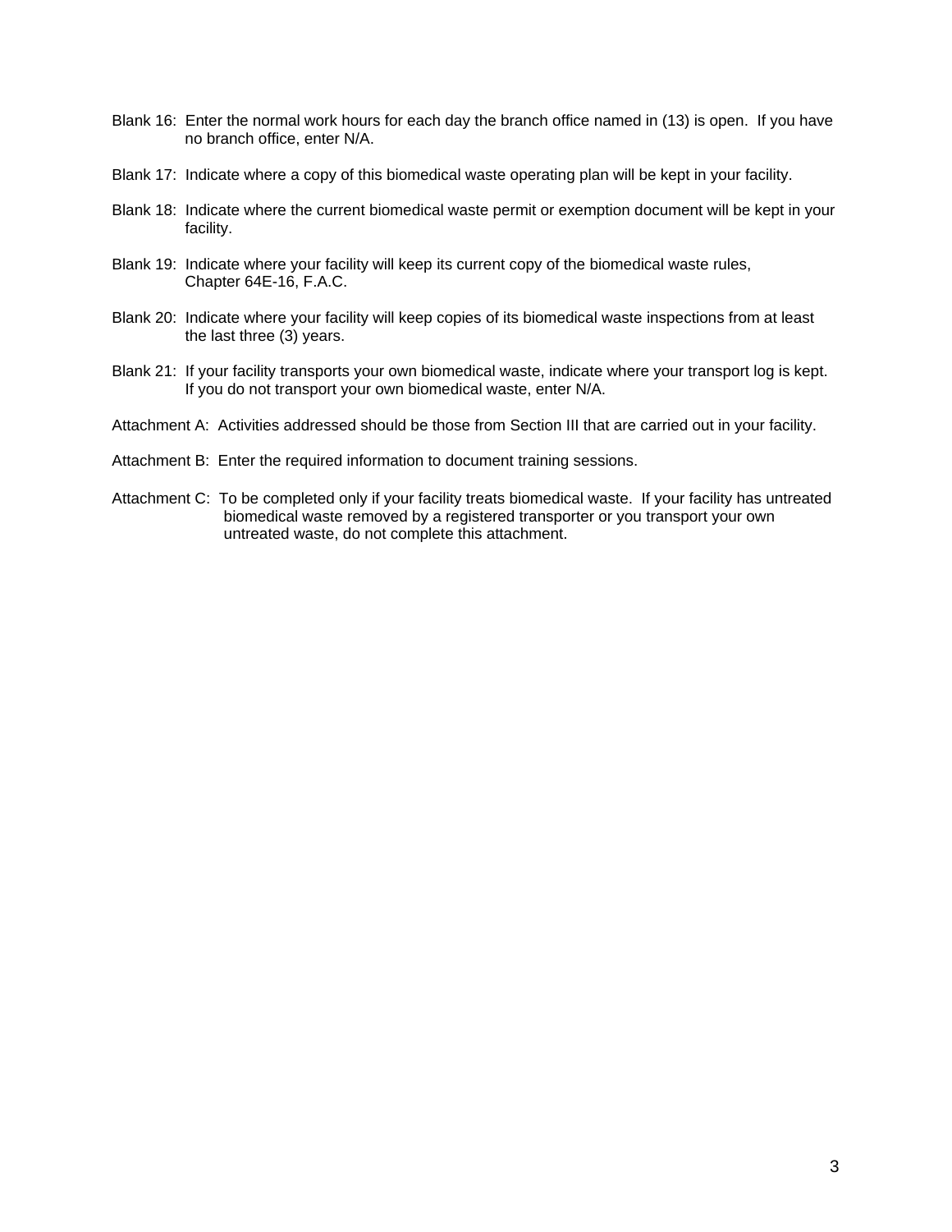Blank 16: Enter the normal work hours for each day the branch office named in (13) is open. If you have no branch office, enter N/A.

Blank 17: Indicate where a copy of this biomedical waste operating plan will be kept in your facility.

Blank 18: Indicate where the current biomedical waste permit or exemption document will be kept in your facility.

Blank 19: Indicate where your facility will keep its current copy of the biomedical waste rules, Chapter 64E-16, F.A.C.

Blank 20: Indicate where your facility will keep copies of its biomedical waste inspections from at least the last three (3) years.

Blank 21: If your facility transports your own biomedical waste, indicate where your transport log is kept. If you do not transport your own biomedical waste, enter N/A.

Attachment A: Activities addressed should be those from Section III that are carried out in your facility.

Attachment B: Enter the required information to document training sessions.

Attachment C: To be completed only if your facility treats biomedical waste. If your facility has untreated biomedical waste removed by a registered transporter or you transport your own untreated waste, do not complete this attachment.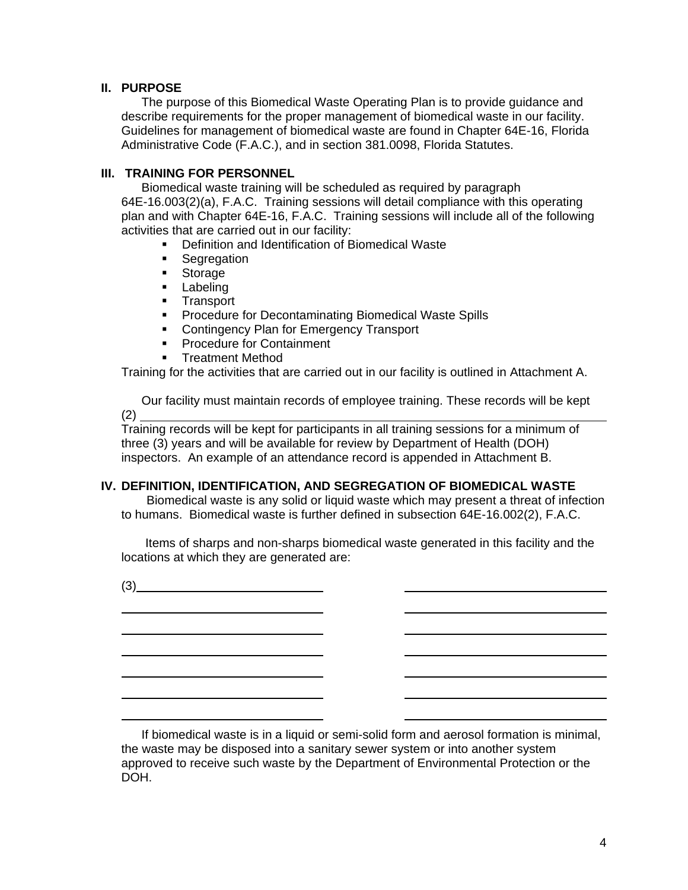## II. PURPOSE

The purpose of this Biomedical Waste Operating Plan is to provide guidance and describe requirements for the proper management of biomedical waste in our facility. Guidelines for management of biomedical waste are found in Chapter 64E-16, Florida Administrative Code (F.A.C.), and in section 381.0098, Florida Statutes.

## III. TRAINING FOR PERSONNEL

Biomedical waste training will be scheduled as required by paragraph 64E-16.003(2)(a), F.A.C. Training sessions will detail compliance with this operating plan and with Chapter 64E-16, F.A.C. Training sessions will include all of the following activities that are carried out in our facility:

- Definition and Identification of Biomedical Waste
- Segregation
- Storage
- Labeling
- Transport
- Procedure for Decontaminating Biomedical Waste Spills
- Contingency Plan for Emergency Transport
- Procedure for Containment
- Treatment Method

Training for the activities that are carried out in our facility is outlined in Attachment A.

Our facility must maintain records of employee training. These records will be kept (2) ______________________________________________

Training records will be kept for participants in all training sessions for a minimum of three (3) years and will be available for review by Department of Health (DOH) inspectors. An example of an attendance record is appended in Attachment B.

## IV. DEFINITION, IDENTIFICATION, AND SEGREGATION OF BIOMEDICAL WASTE

Biomedical waste is any solid or liquid waste which may present a threat of infection to humans. Biomedical waste is further defined in subsection 64E-16.002(2), F.A.C.

Items of sharps and non-sharps biomedical waste generated in this facility and the locations at which they are generated are:

(3)______________________________ ______________________________

______________________________ ______________________________

______________________________ ______________________________

______________________________ ______________________________

______________________________ ______________________________

______________________________ ______________________________

______________________________ ______________________________

If biomedical waste is in a liquid or semi-solid form and aerosol formation is minimal, the waste may be disposed into a sanitary sewer system or into another system approved to receive such waste by the Department of Environmental Protection or the DOH.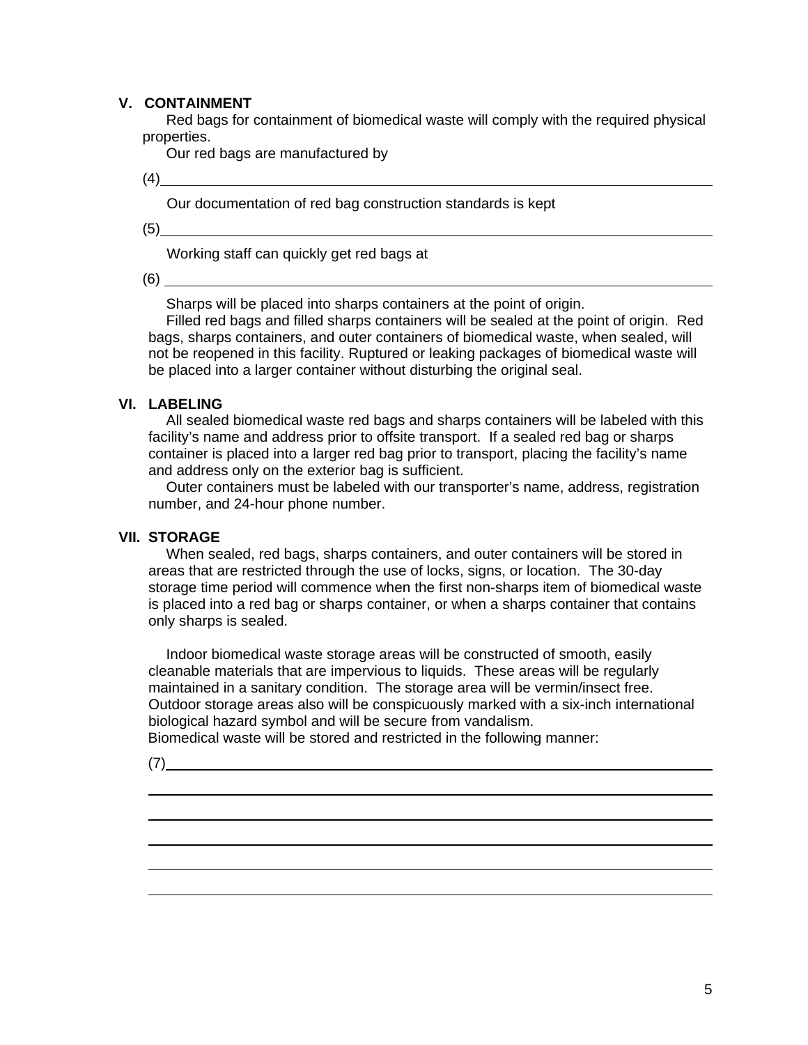## V. CONTAINMENT

Red bags for containment of biomedical waste will comply with the required physical properties.

Our red bags are manufactured by

(4)\_\_\_\_\_\_\_\_\_\_\_\_\_\_\_\_\_\_\_\_\_\_\_\_\_\_\_\_\_\_\_\_\_\_\_\_\_\_\_\_\_\_\_\_\_\_\_\_\_\_\_\_\_\_\_\_\_\_\_\_

Our documentation of red bag construction standards is kept

(5)\_\_\_\_\_\_\_\_\_\_\_\_\_\_\_\_\_\_\_\_\_\_\_\_\_\_\_\_\_\_\_\_\_\_\_\_\_\_\_\_\_\_\_\_\_\_\_\_\_\_\_\_\_\_\_\_\_\_\_\_

Working staff can quickly get red bags at

(6) \_\_\_\_\_\_\_\_\_\_\_\_\_\_\_\_\_\_\_\_\_\_\_\_\_\_\_\_\_\_\_\_\_\_\_\_\_\_\_\_\_\_\_\_\_\_\_\_\_\_\_\_\_\_\_\_\_\_\_\_

Sharps will be placed into sharps containers at the point of origin.

Filled red bags and filled sharps containers will be sealed at the point of origin. Red bags, sharps containers, and outer containers of biomedical waste, when sealed, will not be reopened in this facility. Ruptured or leaking packages of biomedical waste will be placed into a larger container without disturbing the original seal.

## VI. LABELING

All sealed biomedical waste red bags and sharps containers will be labeled with this facility's name and address prior to offsite transport. If a sealed red bag or sharps container is placed into a larger red bag prior to transport, placing the facility's name and address only on the exterior bag is sufficient.

Outer containers must be labeled with our transporter's name, address, registration number, and 24-hour phone number.

## VII. STORAGE

When sealed, red bags, sharps containers, and outer containers will be stored in areas that are restricted through the use of locks, signs, or location. The 30-day storage time period will commence when the first non-sharps item of biomedical waste is placed into a red bag or sharps container, or when a sharps container that contains only sharps is sealed.

Indoor biomedical waste storage areas will be constructed of smooth, easily cleanable materials that are impervious to liquids. These areas will be regularly maintained in a sanitary condition. The storage area will be vermin/insect free. Outdoor storage areas also will be conspicuously marked with a six-inch international biological hazard symbol and will be secure from vandalism.

Biomedical waste will be stored and restricted in the following manner:

(7)\_\_\_\_\_\_\_\_\_\_\_\_\_\_\_\_\_\_\_\_\_\_\_\_\_\_\_\_\_\_\_\_\_\_\_\_\_\_\_\_\_\_\_\_\_\_\_\_\_\_\_\_\_\_\_\_\_\_\_\_

\_\_\_\_\_\_\_\_\_\_\_\_\_\_\_\_\_\_\_\_\_\_\_\_\_\_\_\_\_\_\_\_\_\_\_\_\_\_\_\_\_\_\_\_\_\_\_\_\_\_\_\_\_\_\_\_\_\_\_\_\_\_\_

\_\_\_\_\_\_\_\_\_\_\_\_\_\_\_\_\_\_\_\_\_\_\_\_\_\_\_\_\_\_\_\_\_\_\_\_\_\_\_\_\_\_\_\_\_\_\_\_\_\_\_\_\_\_\_\_\_\_\_\_\_\_\_

\_\_\_\_\_\_\_\_\_\_\_\_\_\_\_\_\_\_\_\_\_\_\_\_\_\_\_\_\_\_\_\_\_\_\_\_\_\_\_\_\_\_\_\_\_\_\_\_\_\_\_\_\_\_\_\_\_\_\_\_\_\_\_

\_\_\_\_\_\_\_\_\_\_\_\_\_\_\_\_\_\_\_\_\_\_\_\_\_\_\_\_\_\_\_\_\_\_\_\_\_\_\_\_\_\_\_\_\_\_\_\_\_\_\_\_\_\_\_\_\_\_\_\_\_\_\_

\_\_\_\_\_\_\_\_\_\_\_\_\_\_\_\_\_\_\_\_\_\_\_\_\_\_\_\_\_\_\_\_\_\_\_\_\_\_\_\_\_\_\_\_\_\_\_\_\_\_\_\_\_\_\_\_\_\_\_\_\_\_\_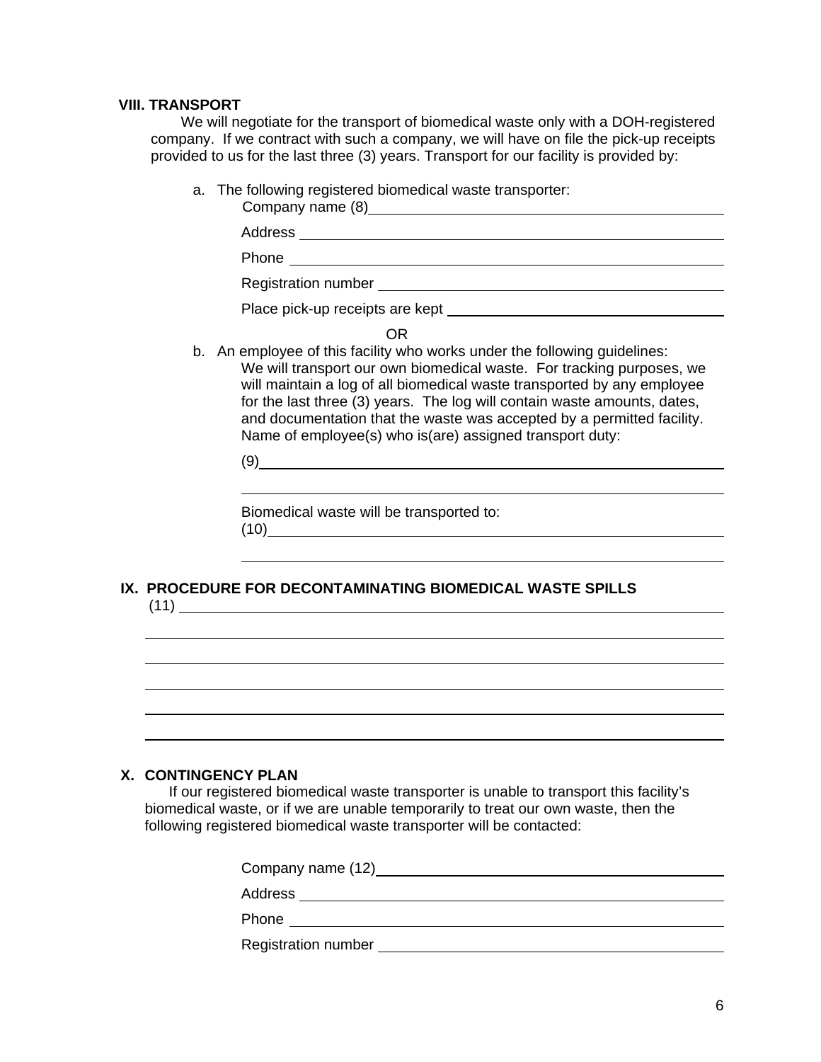**VIII. TRANSPORT**

We will negotiate for the transport of biomedical waste only with a DOH-registered company. If we contract with such a company, we will have on file the pick-up receipts provided to us for the last three (3) years. Transport for our facility is provided by:

a. The following registered biomedical waste transporter:

Company name (8)\_\_\_\_\_\_\_\_\_\_\_\_\_\_\_\_\_\_\_\_\_\_\_\_\_\_\_\_\_\_\_\_\_\_\_\_\_\_\_\_

Address \_\_\_\_\_\_\_\_\_\_\_\_\_\_\_\_\_\_\_\_\_\_\_\_\_\_\_\_\_\_\_\_\_\_\_\_\_\_\_\_\_\_\_\_\_\_\_\_

Phone \_\_\_\_\_\_\_\_\_\_\_\_\_\_\_\_\_\_\_\_\_\_\_\_\_\_\_\_\_\_\_\_\_\_\_\_\_\_\_\_\_\_\_\_\_\_\_\_\_\_

Registration number \_\_\_\_\_\_\_\_\_\_\_\_\_\_\_\_\_\_\_\_\_\_\_\_\_\_\_\_\_\_\_\_\_\_\_\_\_\_\_

Place pick-up receipts are kept \_\_\_\_\_\_\_\_\_\_\_\_\_\_\_\_\_\_\_\_\_\_\_\_\_\_\_\_\_

OR

b. An employee of this facility who works under the following guidelines:

We will transport our own biomedical waste. For tracking purposes, we will maintain a log of all biomedical waste transported by any employee for the last three (3) years. The log will contain waste amounts, dates, and documentation that the waste was accepted by a permitted facility. Name of employee(s) who is(are) assigned transport duty:

(9)\_\_\_\_\_\_\_\_\_\_\_\_\_\_\_\_\_\_\_\_\_\_\_\_\_\_\_\_\_\_\_\_\_\_\_\_\_\_\_\_\_\_\_\_\_\_\_\_\_\_\_\_\_\_

\_\_\_\_\_\_\_\_\_\_\_\_\_\_\_\_\_\_\_\_\_\_\_\_\_\_\_\_\_\_\_\_\_\_\_\_\_\_\_\_\_\_\_\_\_\_\_\_\_\_\_\_\_\_\_\_\_

Biomedical waste will be transported to:

(10)\_\_\_\_\_\_\_\_\_\_\_\_\_\_\_\_\_\_\_\_\_\_\_\_\_\_\_\_\_\_\_\_\_\_\_\_\_\_\_\_\_\_\_\_\_\_\_\_\_\_\_\_\_

\_\_\_\_\_\_\_\_\_\_\_\_\_\_\_\_\_\_\_\_\_\_\_\_\_\_\_\_\_\_\_\_\_\_\_\_\_\_\_\_\_\_\_\_\_\_\_\_\_\_\_\_\_\_\_\_\_

**IX. PROCEDURE FOR DECONTAMINATING BIOMEDICAL WASTE SPILLS**

(11) \_\_\_\_\_\_\_\_\_\_\_\_\_\_\_\_\_\_\_\_\_\_\_\_\_\_\_\_\_\_\_\_\_\_\_\_\_\_\_\_\_\_\_\_\_\_\_\_\_\_\_\_\_\_\_\_\_\_\_\_\_\_\_

\_\_\_\_\_\_\_\_\_\_\_\_\_\_\_\_\_\_\_\_\_\_\_\_\_\_\_\_\_\_\_\_\_\_\_\_\_\_\_\_\_\_\_\_\_\_\_\_\_\_\_\_\_\_\_\_\_\_\_\_\_\_\_\_\_\_\_

\_\_\_\_\_\_\_\_\_\_\_\_\_\_\_\_\_\_\_\_\_\_\_\_\_\_\_\_\_\_\_\_\_\_\_\_\_\_\_\_\_\_\_\_\_\_\_\_\_\_\_\_\_\_\_\_\_\_\_\_\_\_\_\_\_\_\_

\_\_\_\_\_\_\_\_\_\_\_\_\_\_\_\_\_\_\_\_\_\_\_\_\_\_\_\_\_\_\_\_\_\_\_\_\_\_\_\_\_\_\_\_\_\_\_\_\_\_\_\_\_\_\_\_\_\_\_\_\_\_\_\_\_\_\_

\_\_\_\_\_\_\_\_\_\_\_\_\_\_\_\_\_\_\_\_\_\_\_\_\_\_\_\_\_\_\_\_\_\_\_\_\_\_\_\_\_\_\_\_\_\_\_\_\_\_\_\_\_\_\_\_\_\_\_\_\_\_\_\_\_\_\_

\_\_\_\_\_\_\_\_\_\_\_\_\_\_\_\_\_\_\_\_\_\_\_\_\_\_\_\_\_\_\_\_\_\_\_\_\_\_\_\_\_\_\_\_\_\_\_\_\_\_\_\_\_\_\_\_\_\_\_\_\_\_\_\_\_\_\_

**X. CONTINGENCY PLAN**

If our registered biomedical waste transporter is unable to transport this facility's biomedical waste, or if we are unable temporarily to treat our own waste, then the following registered biomedical waste transporter will be contacted:

Company name (12)\_\_\_\_\_\_\_\_\_\_\_\_\_\_\_\_\_\_\_\_\_\_\_\_\_\_\_\_\_\_\_\_\_\_\_\_\_\_\_

Address \_\_\_\_\_\_\_\_\_\_\_\_\_\_\_\_\_\_\_\_\_\_\_\_\_\_\_\_\_\_\_\_\_\_\_\_\_\_\_\_\_\_\_\_\_\_\_\_

Phone \_\_\_\_\_\_\_\_\_\_\_\_\_\_\_\_\_\_\_\_\_\_\_\_\_\_\_\_\_\_\_\_\_\_\_\_\_\_\_\_\_\_\_\_\_\_\_\_\_\_

Registration number \_\_\_\_\_\_\_\_\_\_\_\_\_\_\_\_\_\_\_\_\_\_\_\_\_\_\_\_\_\_\_\_\_\_\_\_\_\_\_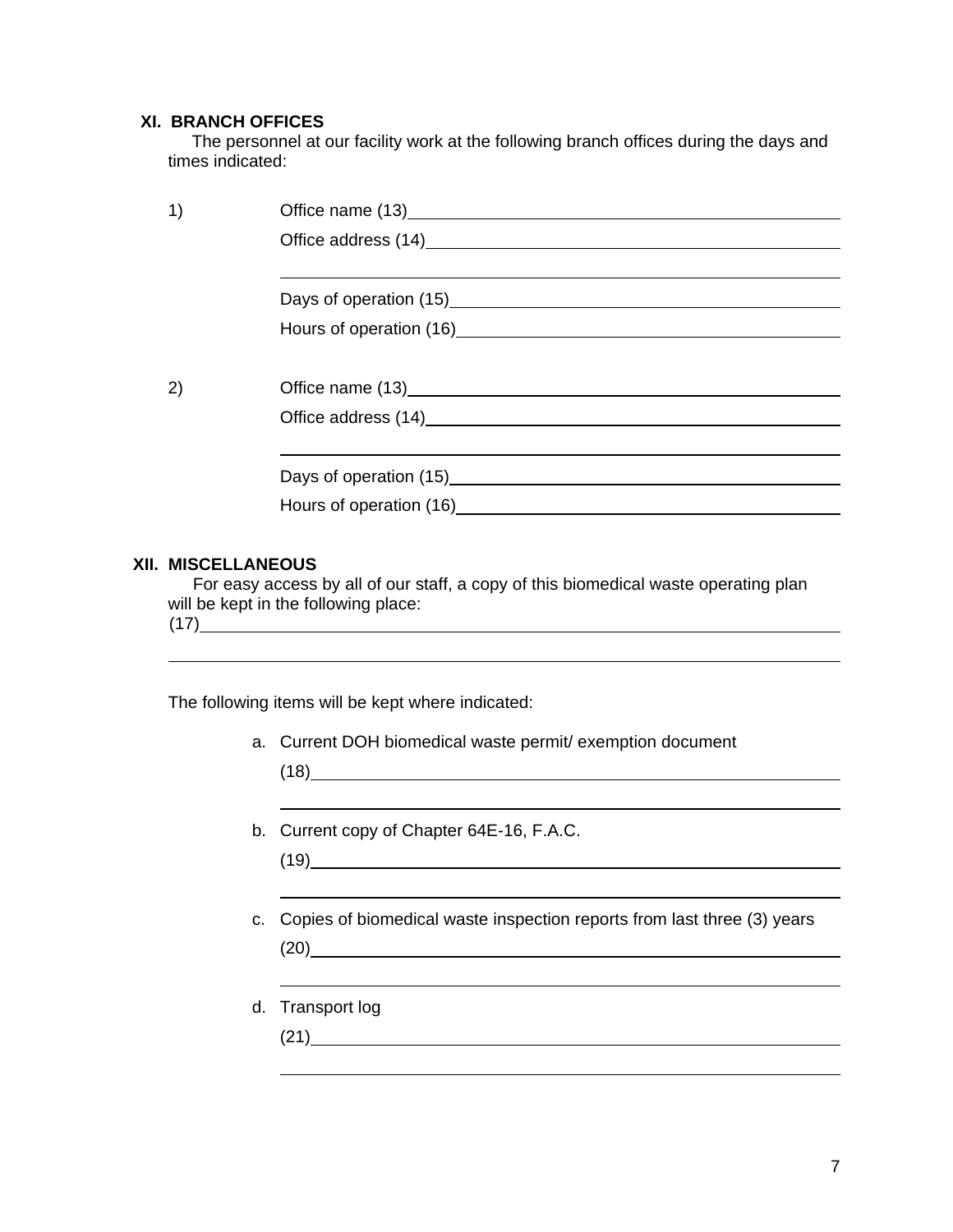## XI. BRANCH OFFICES

The personnel at our facility work at the following branch offices during the days and times indicated:

1) Office name (13)\_\_\_\_\_\_\_\_\_\_\_\_\_\_\_\_\_\_\_\_\_\_\_\_\_\_\_\_\_\_\_\_\_\_\_\_\_\_\_\_

Office address (14)\_\_\_\_\_\_\_\_\_\_\_\_\_\_\_\_\_\_\_\_\_\_\_\_\_\_\_\_\_\_\_\_\_\_\_\_\_\_\_\_

\_\_\_\_\_\_\_\_\_\_\_\_\_\_\_\_\_\_\_\_\_\_\_\_\_\_\_\_\_\_\_\_\_\_\_\_\_\_\_\_\_\_\_\_\_\_\_\_\_\_\_\_\_\_

Days of operation (15)\_\_\_\_\_\_\_\_\_\_\_\_\_\_\_\_\_\_\_\_\_\_\_\_\_\_\_\_\_\_\_\_\_\_\_\_\_\_

Hours of operation (16)\_\_\_\_\_\_\_\_\_\_\_\_\_\_\_\_\_\_\_\_\_\_\_\_\_\_\_\_\_\_\_\_\_\_\_\_\_

2) Office name (13)\_\_\_\_\_\_\_\_\_\_\_\_\_\_\_\_\_\_\_\_\_\_\_\_\_\_\_\_\_\_\_\_\_\_\_\_\_\_\_\_

Office address (14)\_\_\_\_\_\_\_\_\_\_\_\_\_\_\_\_\_\_\_\_\_\_\_\_\_\_\_\_\_\_\_\_\_\_\_\_\_\_\_\_

\_\_\_\_\_\_\_\_\_\_\_\_\_\_\_\_\_\_\_\_\_\_\_\_\_\_\_\_\_\_\_\_\_\_\_\_\_\_\_\_\_\_\_\_\_\_\_\_\_\_\_\_\_\_

Days of operation (15)\_\_\_\_\_\_\_\_\_\_\_\_\_\_\_\_\_\_\_\_\_\_\_\_\_\_\_\_\_\_\_\_\_\_\_\_\_\_

Hours of operation (16)\_\_\_\_\_\_\_\_\_\_\_\_\_\_\_\_\_\_\_\_\_\_\_\_\_\_\_\_\_\_\_\_\_\_\_\_\_

## XII. MISCELLANEOUS

For easy access by all of our staff, a copy of this biomedical waste operating plan will be kept in the following place:

(17)\_\_\_\_\_\_\_\_\_\_\_\_\_\_\_\_\_\_\_\_\_\_\_\_\_\_\_\_\_\_\_\_\_\_\_\_\_\_\_\_\_\_\_\_\_\_\_\_\_\_\_\_\_\_\_\_\_\_\_\_

\_\_\_\_\_\_\_\_\_\_\_\_\_\_\_\_\_\_\_\_\_\_\_\_\_\_\_\_\_\_\_\_\_\_\_\_\_\_\_\_\_\_\_\_\_\_\_\_\_\_\_\_\_\_\_\_\_\_\_\_\_\_\_\_

The following items will be kept where indicated:

a. Current DOH biomedical waste permit/ exemption document

   (18)\_\_\_\_\_\_\_\_\_\_\_\_\_\_\_\_\_\_\_\_\_\_\_\_\_\_\_\_\_\_\_\_\_\_\_\_\_\_\_\_\_\_\_\_\_\_\_\_\_\_

   \_\_\_\_\_\_\_\_\_\_\_\_\_\_\_\_\_\_\_\_\_\_\_\_\_\_\_\_\_\_\_\_\_\_\_\_\_\_\_\_\_\_\_\_\_\_\_\_\_\_\_\_\_\_

b. Current copy of Chapter 64E-16, F.A.C.

   (19)\_\_\_\_\_\_\_\_\_\_\_\_\_\_\_\_\_\_\_\_\_\_\_\_\_\_\_\_\_\_\_\_\_\_\_\_\_\_\_\_\_\_\_\_\_\_\_\_\_\_

   \_\_\_\_\_\_\_\_\_\_\_\_\_\_\_\_\_\_\_\_\_\_\_\_\_\_\_\_\_\_\_\_\_\_\_\_\_\_\_\_\_\_\_\_\_\_\_\_\_\_\_\_\_\_

c. Copies of biomedical waste inspection reports from last three (3) years

   (20)\_\_\_\_\_\_\_\_\_\_\_\_\_\_\_\_\_\_\_\_\_\_\_\_\_\_\_\_\_\_\_\_\_\_\_\_\_\_\_\_\_\_\_\_\_\_\_\_\_\_

   \_\_\_\_\_\_\_\_\_\_\_\_\_\_\_\_\_\_\_\_\_\_\_\_\_\_\_\_\_\_\_\_\_\_\_\_\_\_\_\_\_\_\_\_\_\_\_\_\_\_\_\_\_\_

d. Transport log

   (21)\_\_\_\_\_\_\_\_\_\_\_\_\_\_\_\_\_\_\_\_\_\_\_\_\_\_\_\_\_\_\_\_\_\_\_\_\_\_\_\_\_\_\_\_\_\_\_\_\_\_

   \_\_\_\_\_\_\_\_\_\_\_\_\_\_\_\_\_\_\_\_\_\_\_\_\_\_\_\_\_\_\_\_\_\_\_\_\_\_\_\_\_\_\_\_\_\_\_\_\_\_\_\_\_\_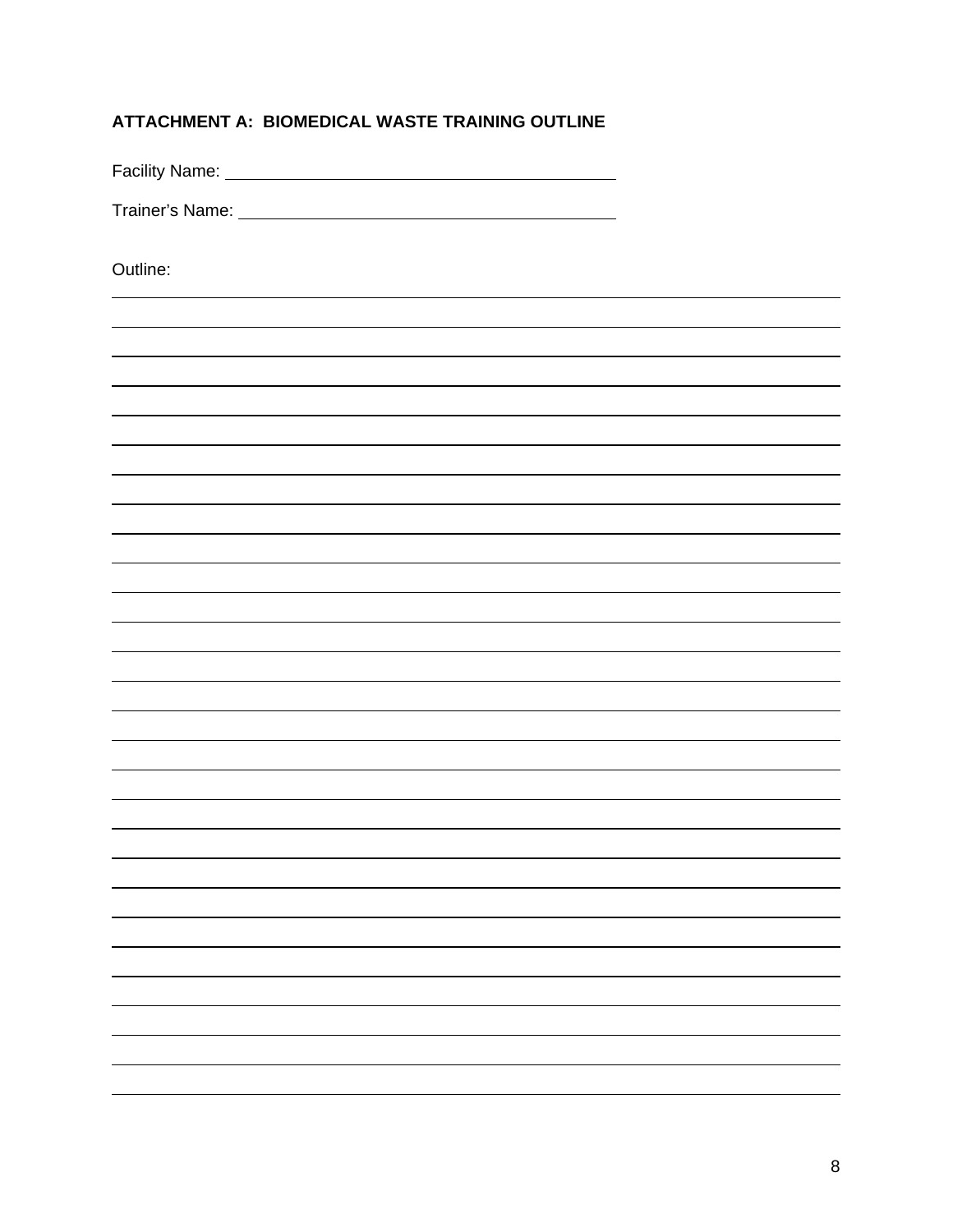**ATTACHMENT A: BIOMEDICAL WASTE TRAINING OUTLINE**

Facility Name: ______________________________________

Trainer's Name: _____________________________________

Outline:

______________________________________________________________________________

______________________________________________________________________________

______________________________________________________________________________

______________________________________________________________________________

______________________________________________________________________________

______________________________________________________________________________

______________________________________________________________________________

______________________________________________________________________________

______________________________________________________________________________

______________________________________________________________________________

______________________________________________________________________________

______________________________________________________________________________

______________________________________________________________________________

______________________________________________________________________________

______________________________________________________________________________

______________________________________________________________________________

______________________________________________________________________________

______________________________________________________________________________

______________________________________________________________________________

______________________________________________________________________________

______________________________________________________________________________

______________________________________________________________________________

______________________________________________________________________________

______________________________________________________________________________

______________________________________________________________________________

______________________________________________________________________________

______________________________________________________________________________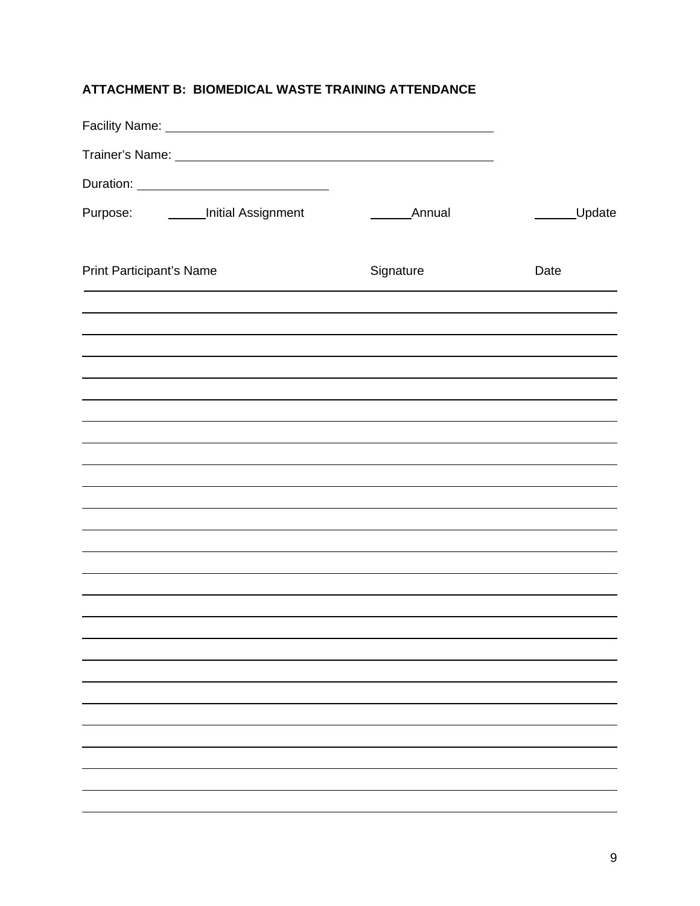**ATTACHMENT B: BIOMEDICAL WASTE TRAINING ATTENDANCE**

Facility Name: ______________________________________________

Trainer's Name: ______________________________________________

Duration: ____________________________

Purpose: _____Initial Assignment _____Annual _____Update

| Print Participant's Name | Signature | Date |
|---|---|---|
| | | |
| | | |
| | | |
| | | |
| | | |
| | | |
| | | |
| | | |
| | | |
| | | |
| | | |
| | | |
| | | |
| | | |
| | | |
| | | |
| | | |
| | | |
| | | |
| | | |
| | | |
| | | |
| | | |
| | | |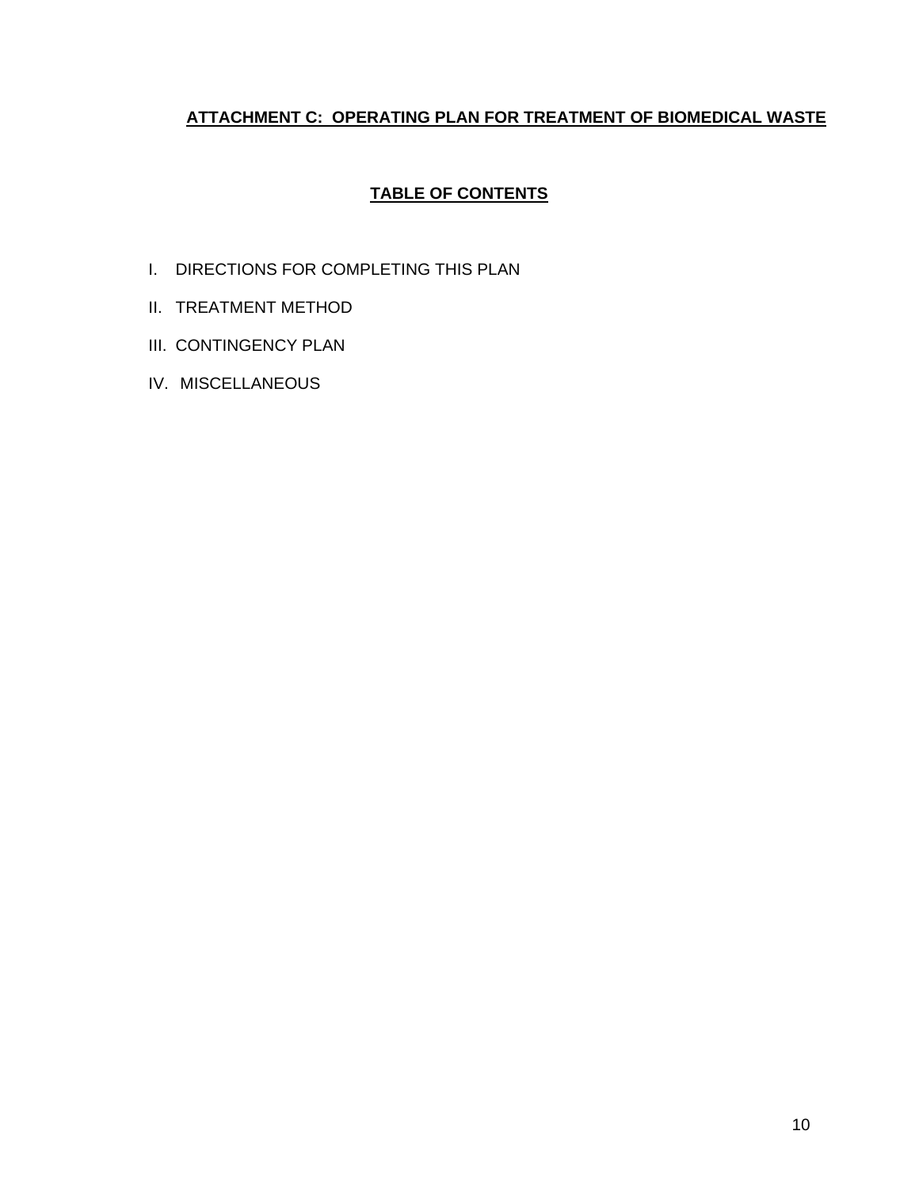## **ATTACHMENT C: OPERATING PLAN FOR TREATMENT OF BIOMEDICAL WASTE**

### **TABLE OF CONTENTS**

I. DIRECTIONS FOR COMPLETING THIS PLAN

II. TREATMENT METHOD

III. CONTINGENCY PLAN

IV. MISCELLANEOUS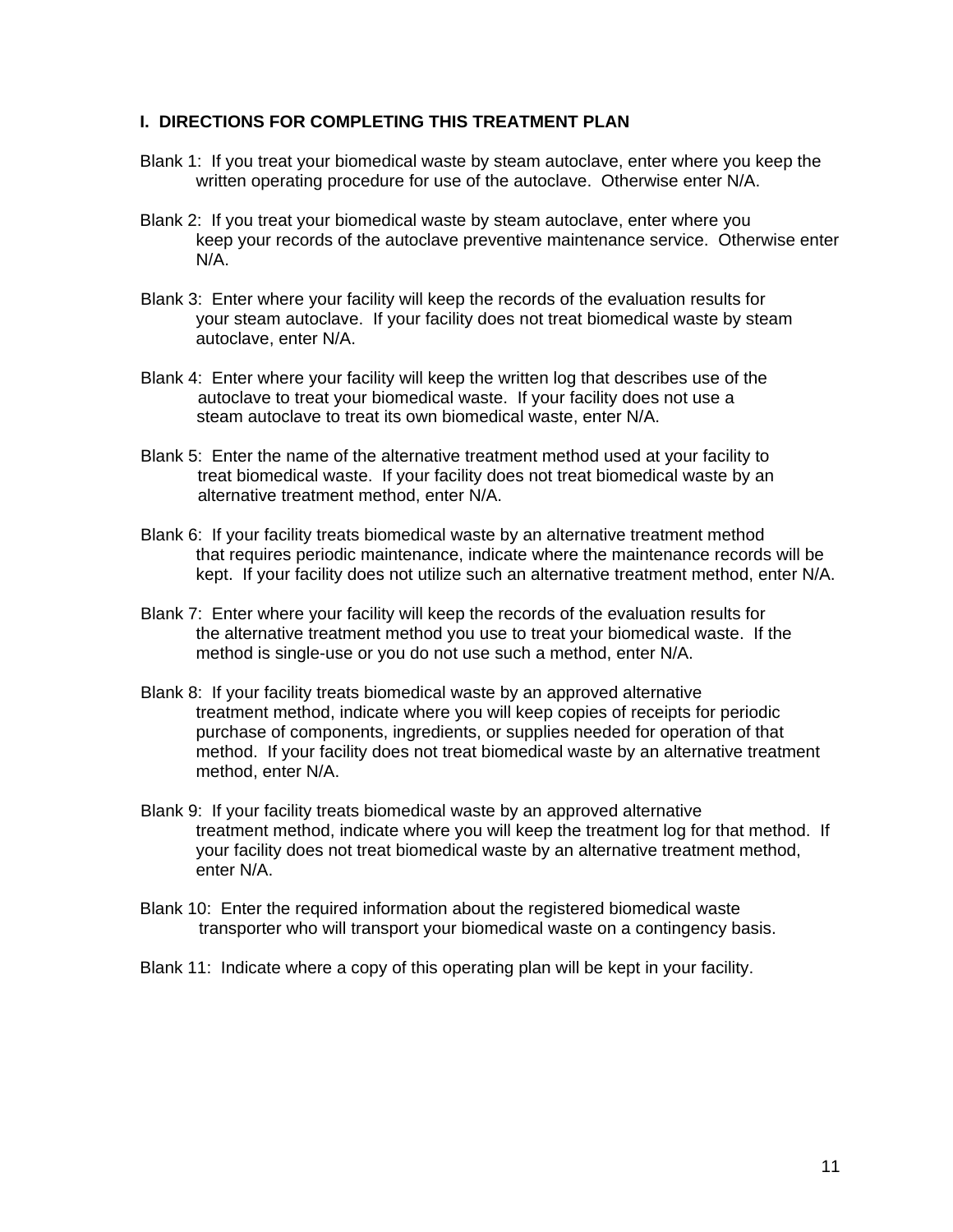## I. DIRECTIONS FOR COMPLETING THIS TREATMENT PLAN

Blank 1: If you treat your biomedical waste by steam autoclave, enter where you keep the written operating procedure for use of the autoclave. Otherwise enter N/A.

Blank 2: If you treat your biomedical waste by steam autoclave, enter where you keep your records of the autoclave preventive maintenance service. Otherwise enter N/A.

Blank 3: Enter where your facility will keep the records of the evaluation results for your steam autoclave. If your facility does not treat biomedical waste by steam autoclave, enter N/A.

Blank 4: Enter where your facility will keep the written log that describes use of the autoclave to treat your biomedical waste. If your facility does not use a steam autoclave to treat its own biomedical waste, enter N/A.

Blank 5: Enter the name of the alternative treatment method used at your facility to treat biomedical waste. If your facility does not treat biomedical waste by an alternative treatment method, enter N/A.

Blank 6: If your facility treats biomedical waste by an alternative treatment method that requires periodic maintenance, indicate where the maintenance records will be kept. If your facility does not utilize such an alternative treatment method, enter N/A.

Blank 7: Enter where your facility will keep the records of the evaluation results for the alternative treatment method you use to treat your biomedical waste. If the method is single-use or you do not use such a method, enter N/A.

Blank 8: If your facility treats biomedical waste by an approved alternative treatment method, indicate where you will keep copies of receipts for periodic purchase of components, ingredients, or supplies needed for operation of that method. If your facility does not treat biomedical waste by an alternative treatment method, enter N/A.

Blank 9: If your facility treats biomedical waste by an approved alternative treatment method, indicate where you will keep the treatment log for that method. If your facility does not treat biomedical waste by an alternative treatment method, enter N/A.

Blank 10: Enter the required information about the registered biomedical waste transporter who will transport your biomedical waste on a contingency basis.

Blank 11: Indicate where a copy of this operating plan will be kept in your facility.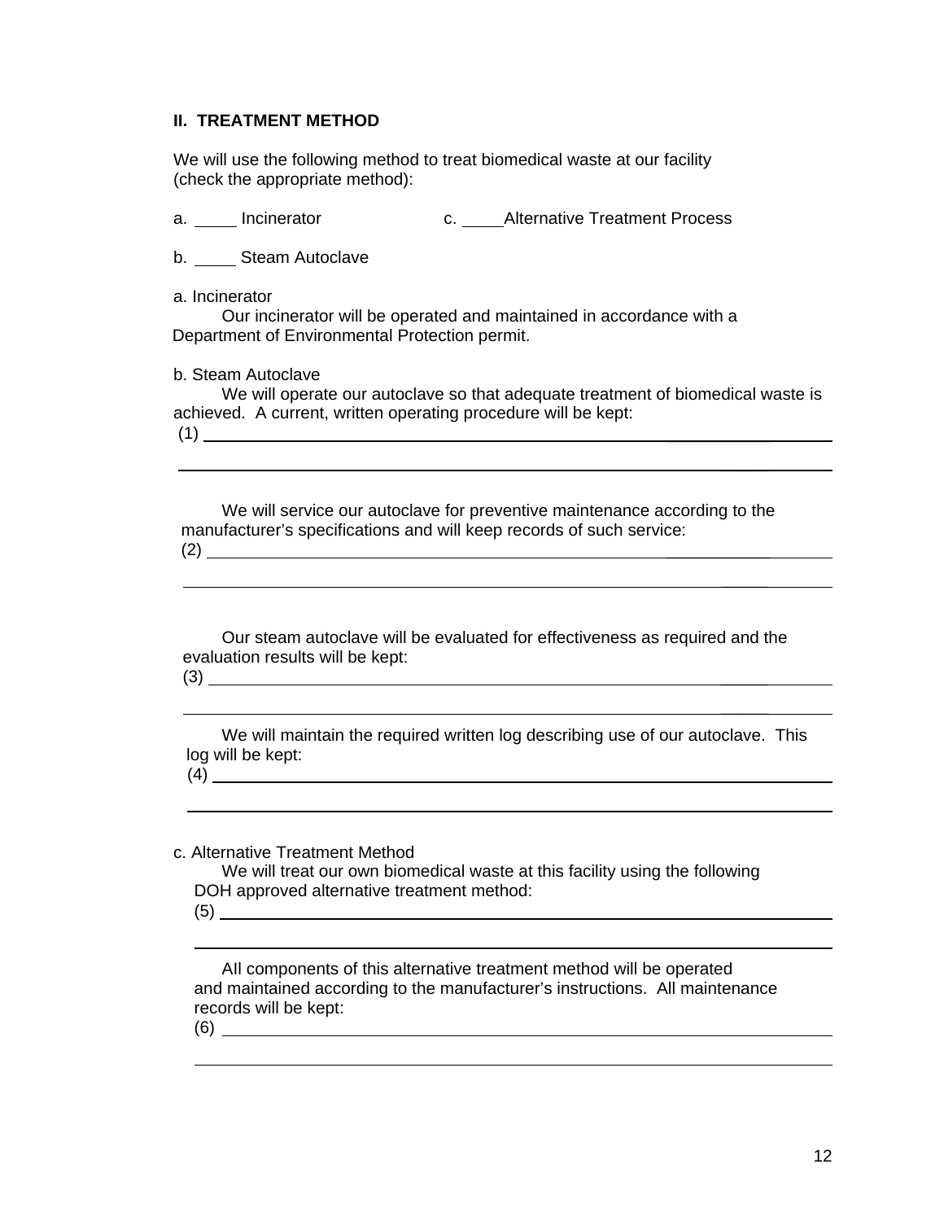## II. TREATMENT METHOD

We will use the following method to treat biomedical waste at our facility (check the appropriate method):

a. _____ Incinerator

b. _____ Steam Autoclave

c. _____ Alternative Treatment Process

a. Incinerator

Our incinerator will be operated and maintained in accordance with a Department of Environmental Protection permit.

b. Steam Autoclave

We will operate our autoclave so that adequate treatment of biomedical waste is achieved. A current, written operating procedure will be kept:

(1) ________________________________________________________________

________________________________________________________________

We will service our autoclave for preventive maintenance according to the manufacturer's specifications and will keep records of such service:

(2) ________________________________________________________________

________________________________________________________________

Our steam autoclave will be evaluated for effectiveness as required and the evaluation results will be kept:

(3) ________________________________________________________________

________________________________________________________________

We will maintain the required written log describing use of our autoclave. This log will be kept:

(4) ________________________________________________________________

________________________________________________________________

c. Alternative Treatment Method

We will treat our own biomedical waste at this facility using the following DOH approved alternative treatment method:

(5) ________________________________________________________________

________________________________________________________________

All components of this alternative treatment method will be operated and maintained according to the manufacturer's instructions. All maintenance records will be kept:

(6) ________________________________________________________________

________________________________________________________________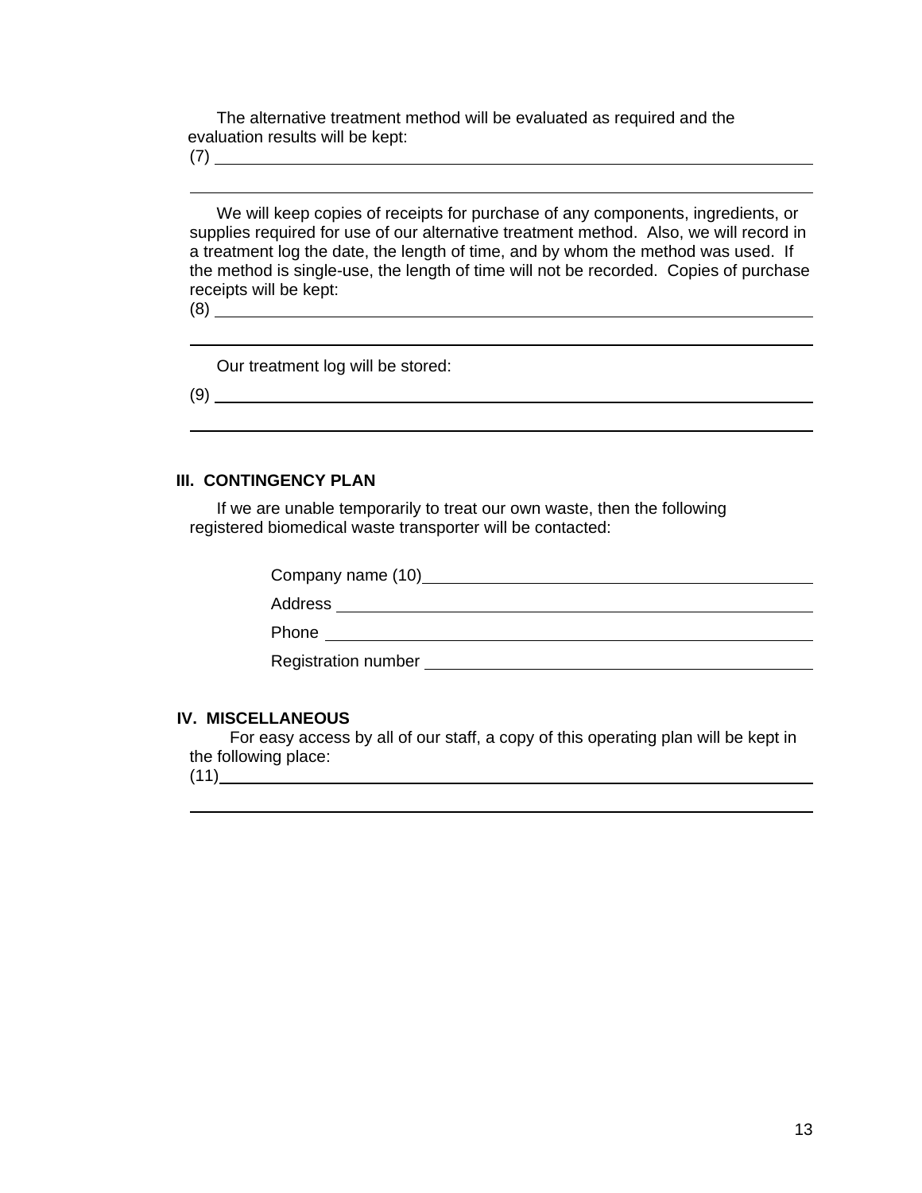The alternative treatment method will be evaluated as required and the evaluation results will be kept:

(7) ____________________________________________________________

____________________________________________________________

We will keep copies of receipts for purchase of any components, ingredients, or supplies required for use of our alternative treatment method. Also, we will record in a treatment log the date, the length of time, and by whom the method was used. If the method is single-use, the length of time will not be recorded. Copies of purchase receipts will be kept:

(8) ____________________________________________________________

____________________________________________________________

Our treatment log will be stored:

(9) ____________________________________________________________

____________________________________________________________

## III. CONTINGENCY PLAN

If we are unable temporarily to treat our own waste, then the following registered biomedical waste transporter will be contacted:

Company name (10)________________________________________

Address ________________________________________

Phone ________________________________________

Registration number ________________________________________

## IV. MISCELLANEOUS

For easy access by all of our staff, a copy of this operating plan will be kept in the following place:

(11)____________________________________________________________

____________________________________________________________